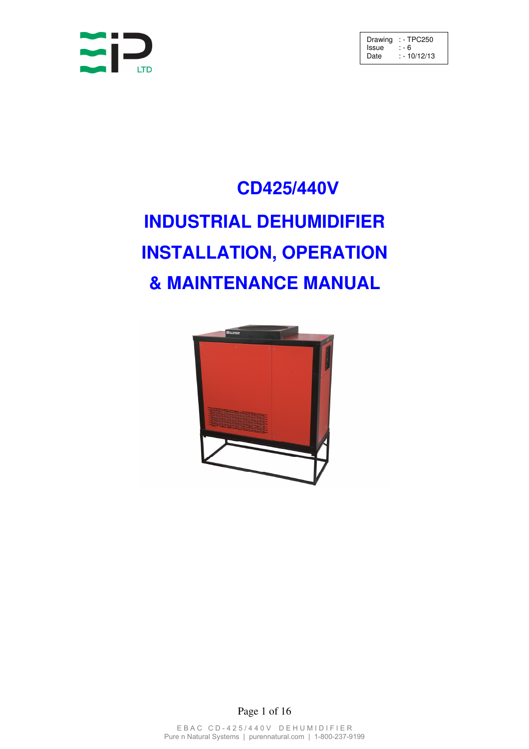EIP LTD

| | |
|---|---|
| Drawing | : - TPC250 |
| Issue | : - 6 |
| Date | : - 10/12/13 |

# CD425/440V

# INDUSTRIAL DEHUMIDIFIER

# INSTALLATION, OPERATION

# & MAINTENANCE MANUAL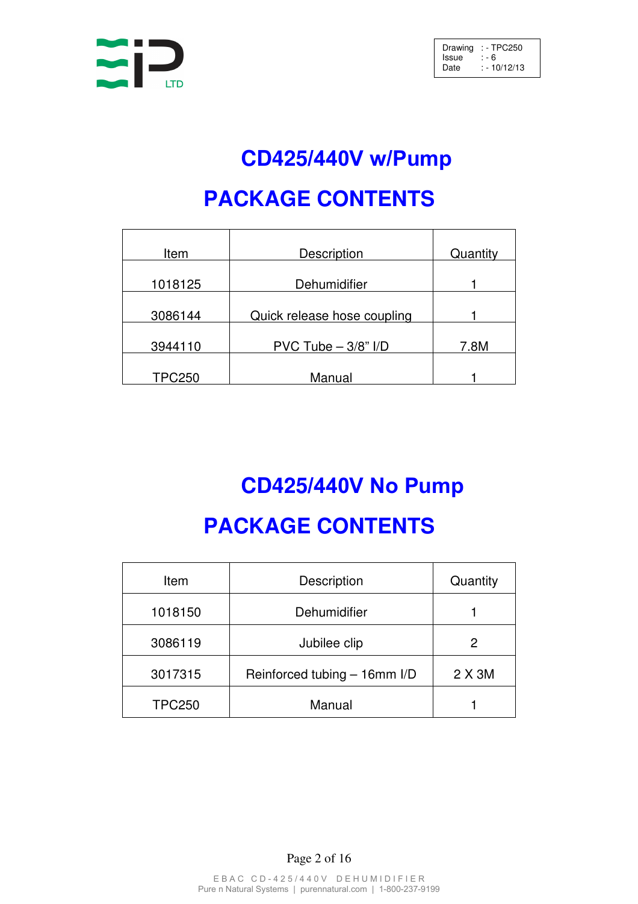EiP LTD

| | |
|---|---|
| Drawing | : - TPC250 |
| Issue | : - 6 |
| Date | : - 10/12/13 |

# CD425/440V w/Pump

# PACKAGE CONTENTS

| Item | Description | Quantity |
|---|---|---|
| 1018125 | Dehumidifier | 1 |
| 3086144 | Quick release hose coupling | 1 |
| 3944110 | PVC Tube – 3/8" I/D | 7.8M |
| TPC250 | Manual | 1 |

# CD425/440V No Pump

# PACKAGE CONTENTS

| Item | Description | Quantity |
|---|---|---|
| 1018150 | Dehumidifier | 1 |
| 3086119 | Jubilee clip | 2 |
| 3017315 | Reinforced tubing – 16mm I/D | 2 X 3M |
| TPC250 | Manual | 1 |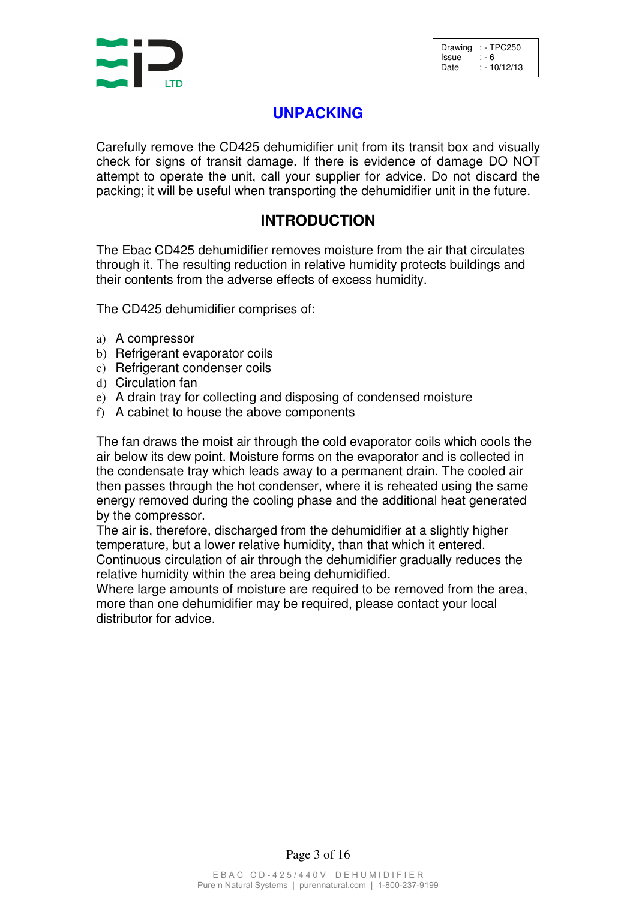## UNPACKING

Carefully remove the CD425 dehumidifier unit from its transit box and visually check for signs of transit damage. If there is evidence of damage DO NOT attempt to operate the unit, call your supplier for advice. Do not discard the packing; it will be useful when transporting the dehumidifier unit in the future.

## INTRODUCTION

The Ebac CD425 dehumidifier removes moisture from the air that circulates through it. The resulting reduction in relative humidity protects buildings and their contents from the adverse effects of excess humidity.

The CD425 dehumidifier comprises of:

a) A compressor
b) Refrigerant evaporator coils
c) Refrigerant condenser coils
d) Circulation fan
e) A drain tray for collecting and disposing of condensed moisture
f) A cabinet to house the above components

The fan draws the moist air through the cold evaporator coils which cools the air below its dew point. Moisture forms on the evaporator and is collected in the condensate tray which leads away to a permanent drain. The cooled air then passes through the hot condenser, where it is reheated using the same energy removed during the cooling phase and the additional heat generated by the compressor.
The air is, therefore, discharged from the dehumidifier at a slightly higher temperature, but a lower relative humidity, than that which it entered.
Continuous circulation of air through the dehumidifier gradually reduces the relative humidity within the area being dehumidified.
Where large amounts of moisture are required to be removed from the area, more than one dehumidifier may be required, please contact your local distributor for advice.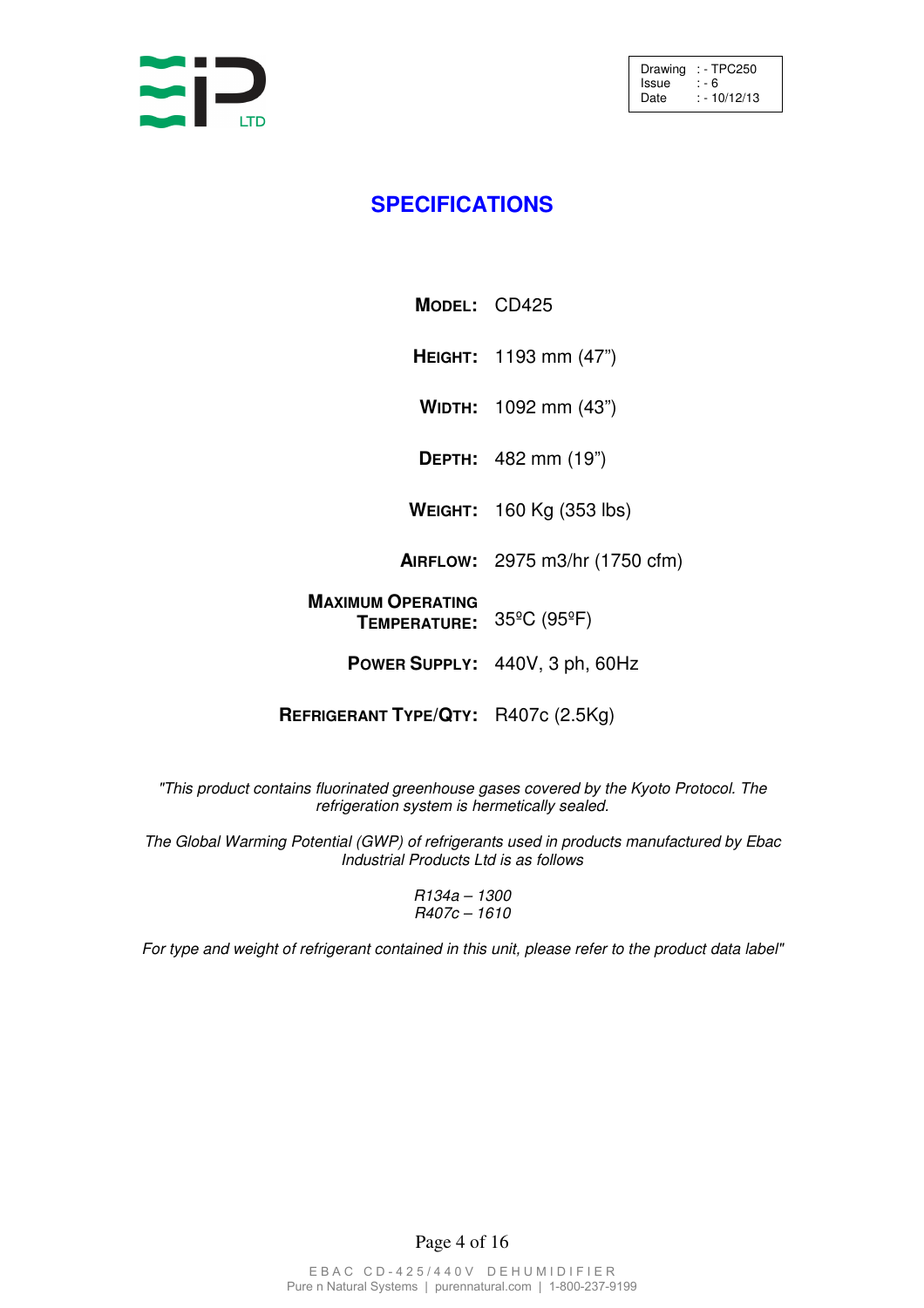| | |
|---|---|
| Drawing | : - TPC250 |
| Issue | : - 6 |
| Date | : - 10/12/13 |

# SPECIFICATIONS

| | |
|---|---|
| **MODEL:** | CD425 |
| **HEIGHT:** | 1193 mm (47”) |
| **WIDTH:** | 1092 mm (43”) |
| **DEPTH:** | 482 mm (19”) |
| **WEIGHT:** | 160 Kg (353 lbs) |
| **AIRFLOW:** | 2975 m3/hr (1750 cfm) |
| **MAXIMUM OPERATING TEMPERATURE:** | 35ºC (95ºF) |
| **POWER SUPPLY:** | 440V, 3 ph, 60Hz |
| **REFRIGERANT TYPE/QTY:** | R407c (2.5Kg) |

*"This product contains fluorinated greenhouse gases covered by the Kyoto Protocol. The refrigeration system is hermetically sealed.*

*The Global Warming Potential (GWP) of refrigerants used in products manufactured by Ebac Industrial Products Ltd is as follows*

*R134a – 1300*
*R407c – 1610*

*For type and weight of refrigerant contained in this unit, please refer to the product data label"*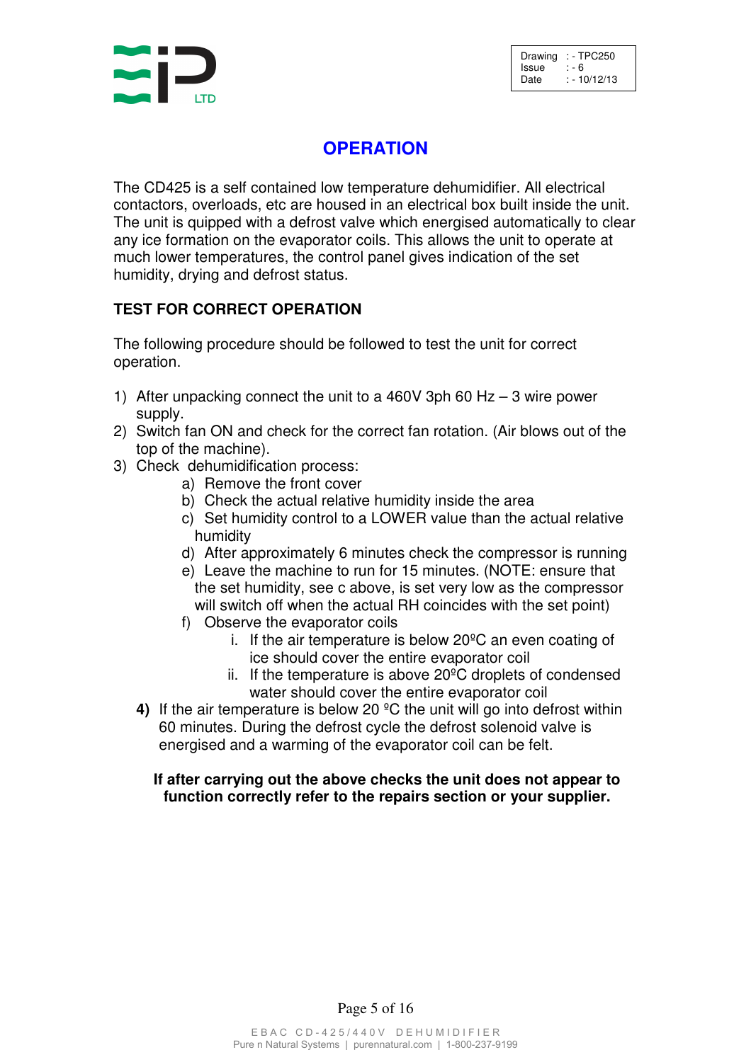| | |
|---|---|
| Drawing | : - TPC250 |
| Issue | : - 6 |
| Date | : - 10/12/13 |

# OPERATION

The CD425 is a self contained low temperature dehumidifier. All electrical contactors, overloads, etc are housed in an electrical box built inside the unit. The unit is quipped with a defrost valve which energised automatically to clear any ice formation on the evaporator coils. This allows the unit to operate at much lower temperatures, the control panel gives indication of the set humidity, drying and defrost status.

## TEST FOR CORRECT OPERATION

The following procedure should be followed to test the unit for correct operation.

1) After unpacking connect the unit to a 460V 3ph 60 Hz – 3 wire power supply.
2) Switch fan ON and check for the correct fan rotation. (Air blows out of the top of the machine).
3) Check dehumidification process:
    a) Remove the front cover
    b) Check the actual relative humidity inside the area
    c) Set humidity control to a LOWER value than the actual relative humidity
    d) After approximately 6 minutes check the compressor is running
    e) Leave the machine to run for 15 minutes. (NOTE: ensure that the set humidity, see c above, is set very low as the compressor will switch off when the actual RH coincides with the set point)
    f) Observe the evaporator coils
        i. If the air temperature is below 20ºC an even coating of ice should cover the entire evaporator coil
        ii. If the temperature is above 20ºC droplets of condensed water should cover the entire evaporator coil
4) If the air temperature is below 20 ºC the unit will go into defrost within 60 minutes. During the defrost cycle the defrost solenoid valve is energised and a warming of the evaporator coil can be felt.

**If after carrying out the above checks the unit does not appear to function correctly refer to the repairs section or your supplier.**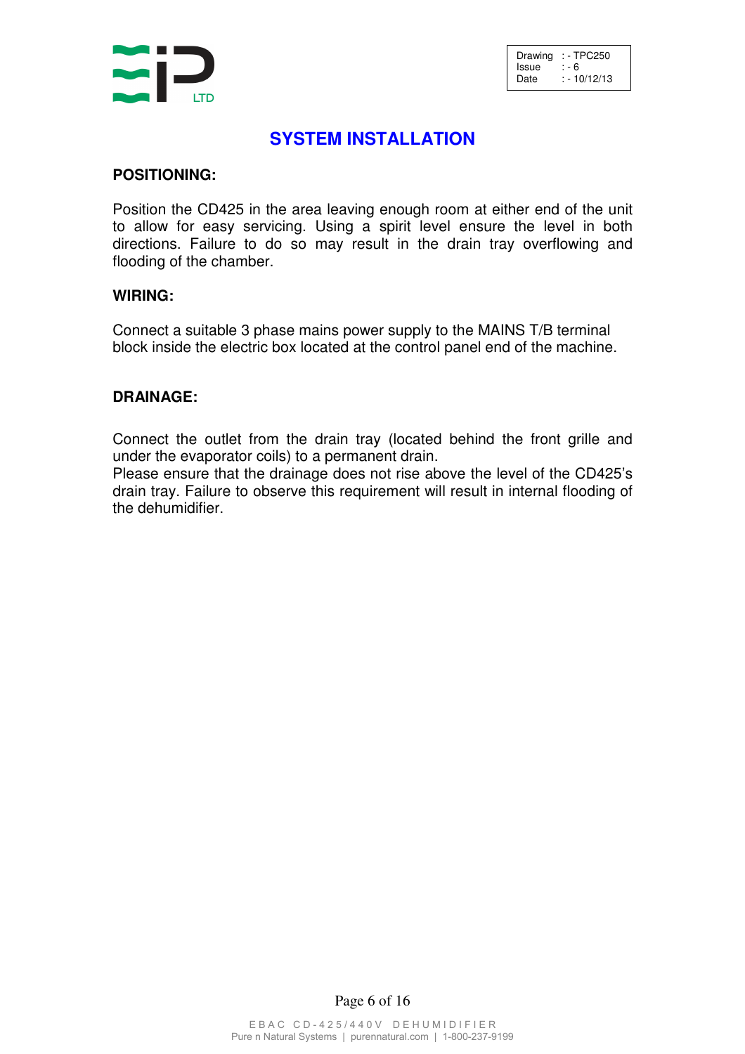| | |
|---|---|
| Drawing | :- TPC250 |
| Issue | :- 6 |
| Date | :- 10/12/13 |

# SYSTEM INSTALLATION

## POSITIONING:

Position the CD425 in the area leaving enough room at either end of the unit to allow for easy servicing. Using a spirit level ensure the level in both directions. Failure to do so may result in the drain tray overflowing and flooding of the chamber.

## WIRING:

Connect a suitable 3 phase mains power supply to the MAINS T/B terminal block inside the electric box located at the control panel end of the machine.

## DRAINAGE:

Connect the outlet from the drain tray (located behind the front grille and under the evaporator coils) to a permanent drain.
Please ensure that the drainage does not rise above the level of the CD425's drain tray. Failure to observe this requirement will result in internal flooding of the dehumidifier.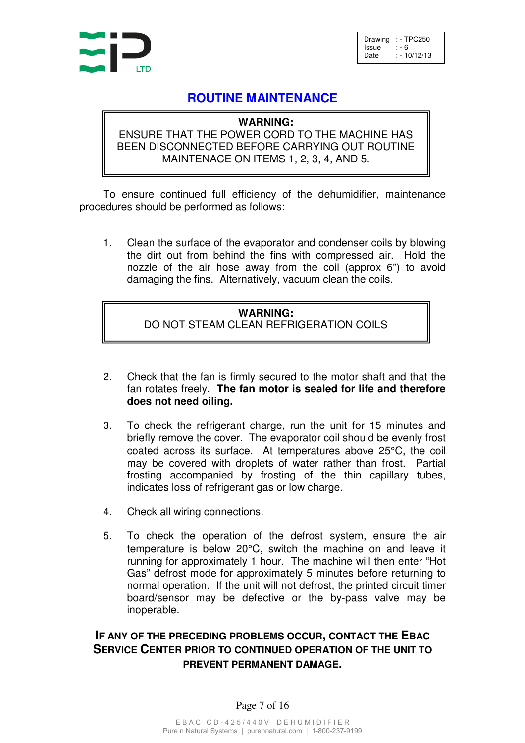| | |
|---|---|
| Drawing | : - TPC250 |
| Issue | : - 6 |
| Date | : - 10/12/13 |

## ROUTINE MAINTENANCE

> **WARNING:**
> ENSURE THAT THE POWER CORD TO THE MACHINE HAS BEEN DISCONNECTED BEFORE CARRYING OUT ROUTINE MAINTENACE ON ITEMS 1, 2, 3, 4, AND 5.

To ensure continued full efficiency of the dehumidifier, maintenance procedures should be performed as follows:

1. Clean the surface of the evaporator and condenser coils by blowing the dirt out from behind the fins with compressed air. Hold the nozzle of the air hose away from the coil (approx 6") to avoid damaging the fins. Alternatively, vacuum clean the coils.

> **WARNING:**
> DO NOT STEAM CLEAN REFRIGERATION COILS

2. Check that the fan is firmly secured to the motor shaft and that the fan rotates freely. **The fan motor is sealed for life and therefore does not need oiling.**

3. To check the refrigerant charge, run the unit for 15 minutes and briefly remove the cover. The evaporator coil should be evenly frost coated across its surface. At temperatures above 25°C, the coil may be covered with droplets of water rather than frost. Partial frosting accompanied by frosting of the thin capillary tubes, indicates loss of refrigerant gas or low charge.

4. Check all wiring connections.

5. To check the operation of the defrost system, ensure the air temperature is below 20°C, switch the machine on and leave it running for approximately 1 hour. The machine will then enter "Hot Gas" defrost mode for approximately 5 minutes before returning to normal operation. If the unit will not defrost, the printed circuit timer board/sensor may be defective or the by-pass valve may be inoperable.

**IF ANY OF THE PRECEDING PROBLEMS OCCUR, CONTACT THE EBAC SERVICE CENTER PRIOR TO CONTINUED OPERATION OF THE UNIT TO PREVENT PERMANENT DAMAGE.**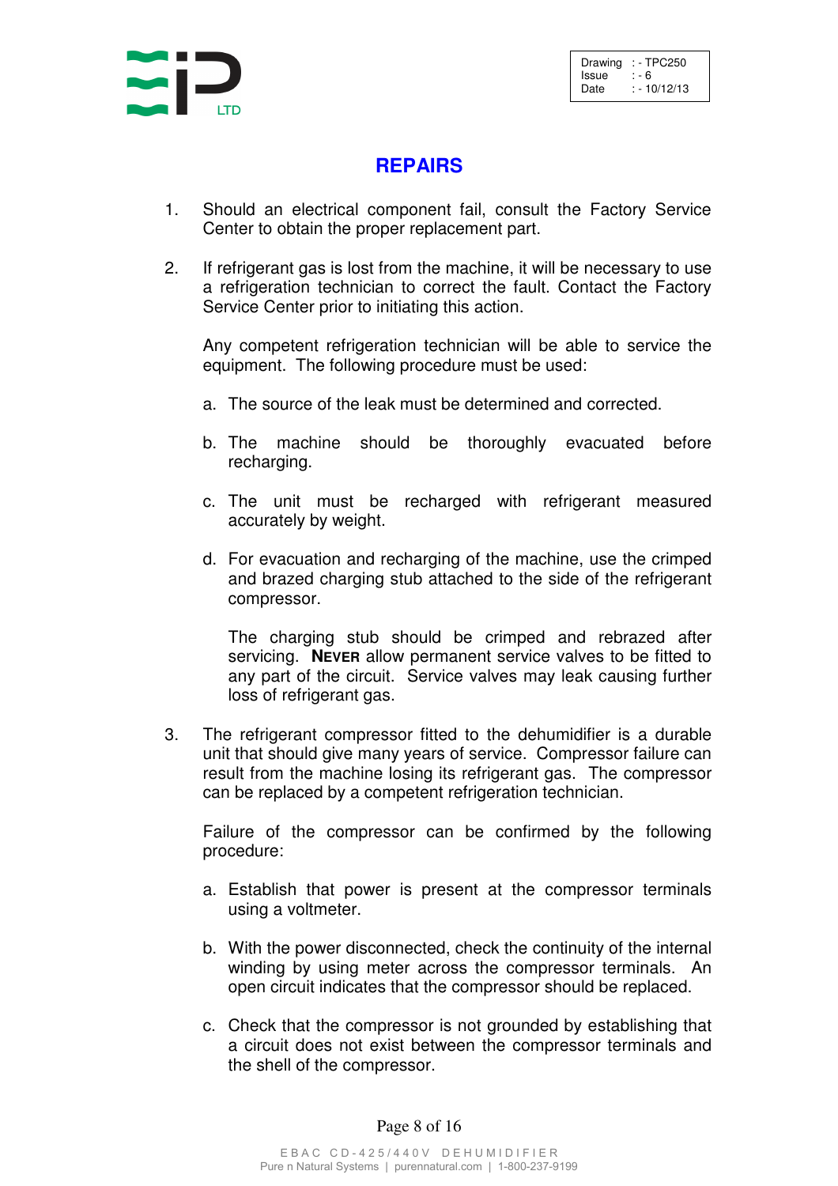| | |
|---|---|
| Drawing | : - TPC250 |
| Issue | : - 6 |
| Date | : - 10/12/13 |

# REPAIRS

1. Should an electrical component fail, consult the Factory Service Center to obtain the proper replacement part.

2. If refrigerant gas is lost from the machine, it will be necessary to use a refrigeration technician to correct the fault. Contact the Factory Service Center prior to initiating this action.

   Any competent refrigeration technician will be able to service the equipment. The following procedure must be used:

   a. The source of the leak must be determined and corrected.

   b. The machine should be thoroughly evacuated before recharging.

   c. The unit must be recharged with refrigerant measured accurately by weight.

   d. For evacuation and recharging of the machine, use the crimped and brazed charging stub attached to the side of the refrigerant compressor.

      The charging stub should be crimped and rebrazed after servicing. **NEVER** allow permanent service valves to be fitted to any part of the circuit. Service valves may leak causing further loss of refrigerant gas.

3. The refrigerant compressor fitted to the dehumidifier is a durable unit that should give many years of service. Compressor failure can result from the machine losing its refrigerant gas. The compressor can be replaced by a competent refrigeration technician.

   Failure of the compressor can be confirmed by the following procedure:

   a. Establish that power is present at the compressor terminals using a voltmeter.

   b. With the power disconnected, check the continuity of the internal winding by using meter across the compressor terminals. An open circuit indicates that the compressor should be replaced.

   c. Check that the compressor is not grounded by establishing that a circuit does not exist between the compressor terminals and the shell of the compressor.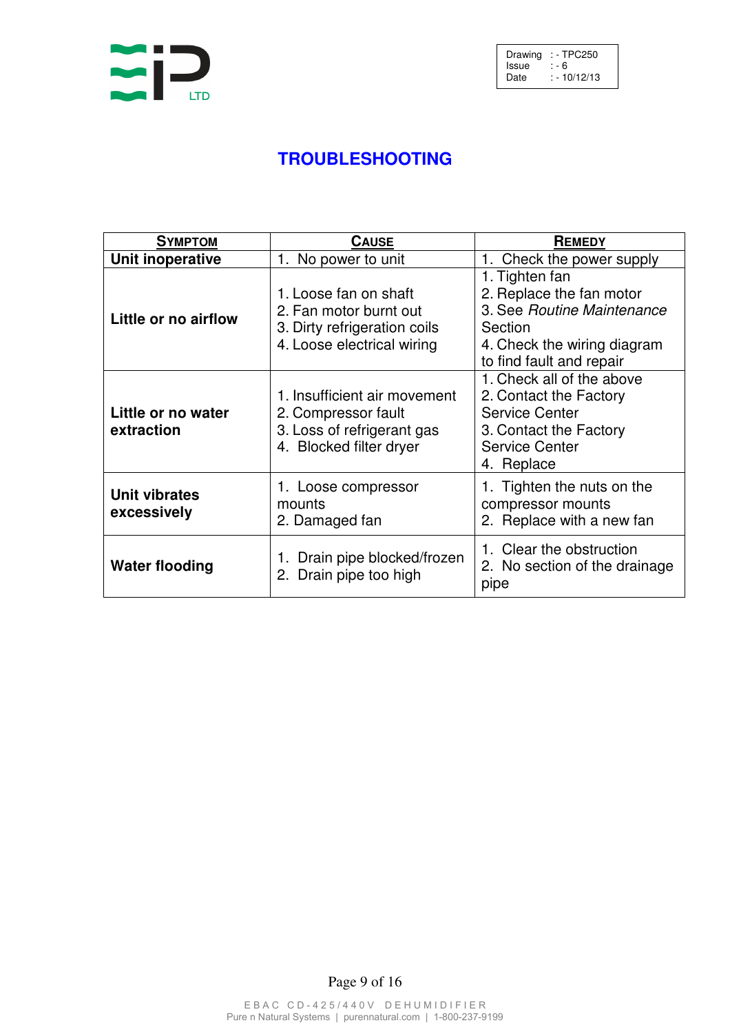| Drawing | : - TPC250 |
|---|---|
| Issue | : - 6 |
| Date | : - 10/12/13 |

# TROUBLESHOOTING

| SYMPTOM | CAUSE | REMEDY |
|---|---|---|
| **Unit inoperative** | 1. No power to unit | 1. Check the power supply |
| **Little or no airflow** | 1. Loose fan on shaft<br>2. Fan motor burnt out<br>3. Dirty refrigeration coils<br>4. Loose electrical wiring | 1. Tighten fan<br>2. Replace the fan motor<br>3. See *Routine Maintenance* Section<br>4. Check the wiring diagram to find fault and repair |
| **Little or no water extraction** | 1. Insufficient air movement<br>2. Compressor fault<br>3. Loss of refrigerant gas<br>4. Blocked filter dryer | 1. Check all of the above<br>2. Contact the Factory Service Center<br>3. Contact the Factory Service Center<br>4. Replace |
| **Unit vibrates excessively** | 1. Loose compressor mounts<br>2. Damaged fan | 1. Tighten the nuts on the compressor mounts<br>2. Replace with a new fan |
| **Water flooding** | 1. Drain pipe blocked/frozen<br>2. Drain pipe too high | 1. Clear the obstruction<br>2. No section of the drainage pipe |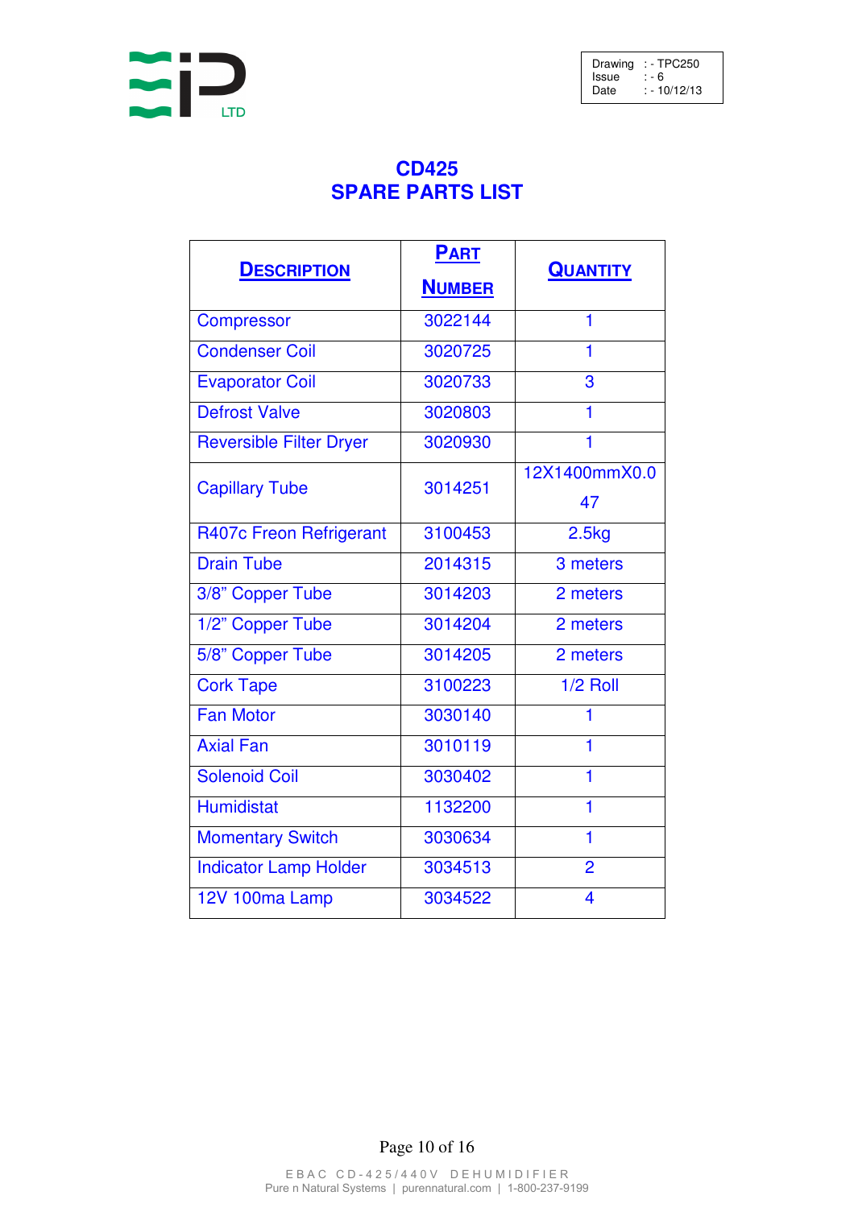Drawing : - TPC250
Issue : - 6
Date : - 10/12/13

# CD425
# SPARE PARTS LIST

| Description | Part Number | Quantity |
|---|---|---|
| Compressor | 3022144 | 1 |
| Condenser Coil | 3020725 | 1 |
| Evaporator Coil | 3020733 | 3 |
| Defrost Valve | 3020803 | 1 |
| Reversible Filter Dryer | 3020930 | 1 |
| Capillary Tube | 3014251 | 12X1400mmX0.047 |
| R407c Freon Refrigerant | 3100453 | 2.5kg |
| Drain Tube | 2014315 | 3 meters |
| 3/8" Copper Tube | 3014203 | 2 meters |
| 1/2" Copper Tube | 3014204 | 2 meters |
| 5/8" Copper Tube | 3014205 | 2 meters |
| Cork Tape | 3100223 | 1/2 Roll |
| Fan Motor | 3030140 | 1 |
| Axial Fan | 3010119 | 1 |
| Solenoid Coil | 3030402 | 1 |
| Humidistat | 1132200 | 1 |
| Momentary Switch | 3030634 | 1 |
| Indicator Lamp Holder | 3034513 | 2 |
| 12V 100ma Lamp | 3034522 | 4 |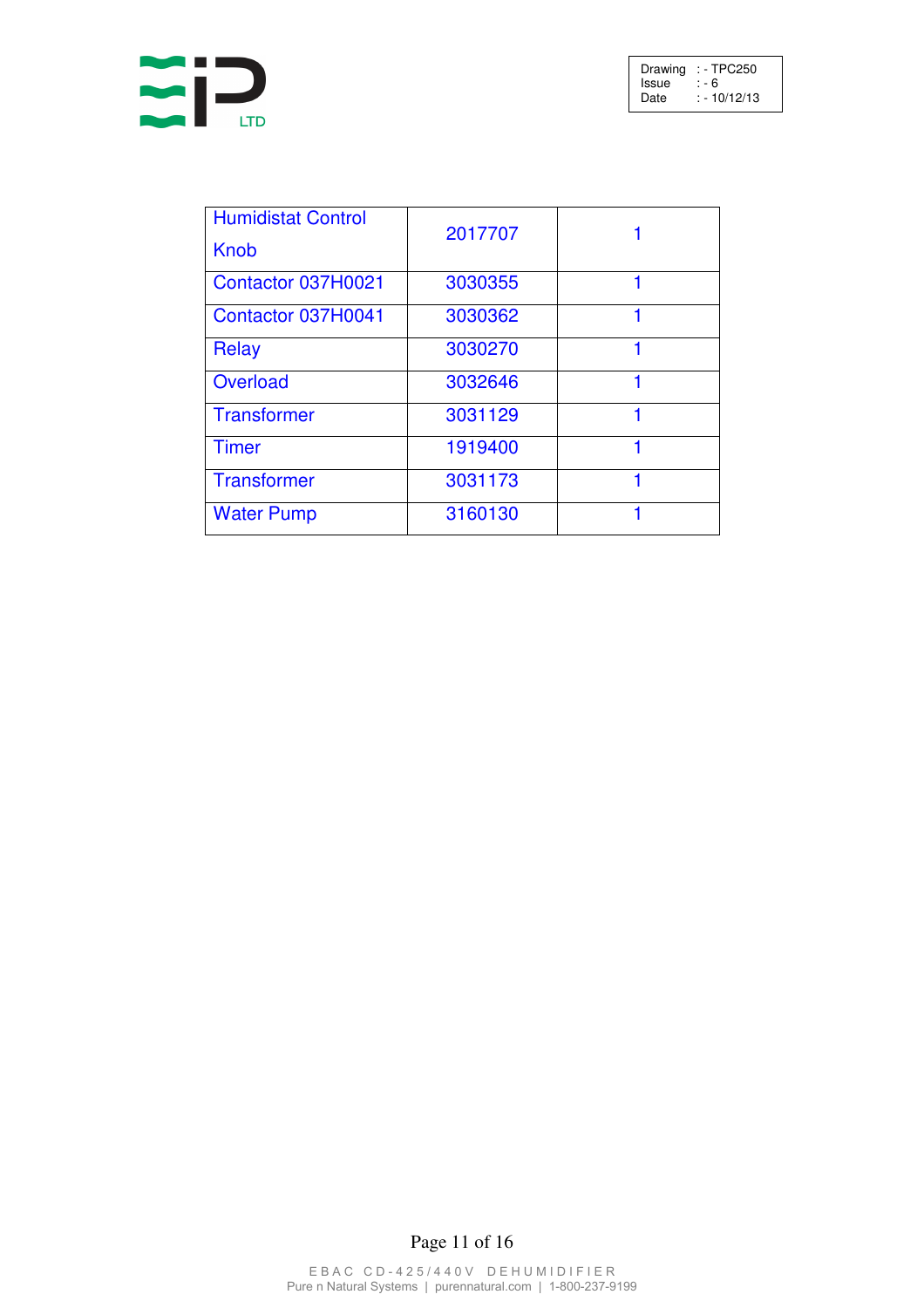| Drawing | : - TPC250 |
| --- | --- |
| Issue | : - 6 |
| Date | : - 10/12/13 |

| | | |
| --- | --- | --- |
| Humidistat Control Knob | 2017707 | 1 |
| Contactor 037H0021 | 3030355 | 1 |
| Contactor 037H0041 | 3030362 | 1 |
| Relay | 3030270 | 1 |
| Overload | 3032646 | 1 |
| Transformer | 3031129 | 1 |
| Timer | 1919400 | 1 |
| Transformer | 3031173 | 1 |
| Water Pump | 3160130 | 1 |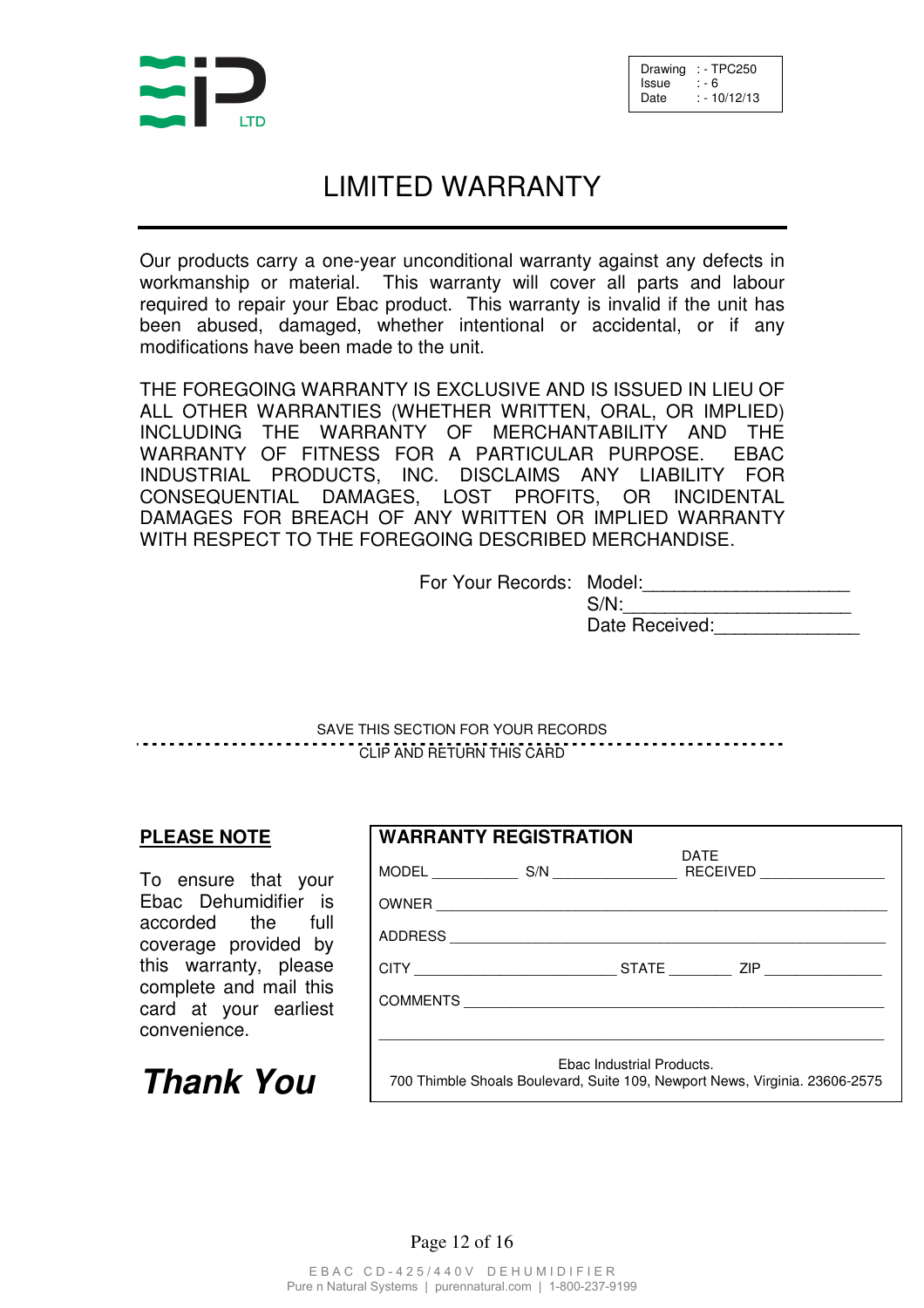| | |
|---|---|
| Drawing | : - TPC250 |
| Issue | : - 6 |
| Date | : - 10/12/13 |

# LIMITED WARRANTY

Our products carry a one-year unconditional warranty against any defects in workmanship or material. This warranty will cover all parts and labour required to repair your Ebac product. This warranty is invalid if the unit has been abused, damaged, whether intentional or accidental, or if any modifications have been made to the unit.

THE FOREGOING WARRANTY IS EXCLUSIVE AND IS ISSUED IN LIEU OF ALL OTHER WARRANTIES (WHETHER WRITTEN, ORAL, OR IMPLIED) INCLUDING THE WARRANTY OF MERCHANTABILITY AND THE WARRANTY OF FITNESS FOR A PARTICULAR PURPOSE. EBAC INDUSTRIAL PRODUCTS, INC. DISCLAIMS ANY LIABILITY FOR CONSEQUENTIAL DAMAGES, LOST PROFITS, OR INCIDENTAL DAMAGES FOR BREACH OF ANY WRITTEN OR IMPLIED WARRANTY WITH RESPECT TO THE FOREGOING DESCRIBED MERCHANDISE.

For Your Records: Model:____________________
S/N:______________________
Date Received:______________

SAVE THIS SECTION FOR YOUR RECORDS

CLIP AND RETURN THIS CARD

**PLEASE NOTE**

To ensure that your Ebac Dehumidifier is accorded the full coverage provided by this warranty, please complete and mail this card at your earliest convenience.

***Thank You***

**WARRANTY REGISTRATION**

MODEL __________ S/N _______________ DATE RECEIVED _______________

OWNER ___________________________________________________

ADDRESS _________________________________________________

CITY ________________________ STATE ________ ZIP ______________

COMMENTS ________________________________________________

_________________________________________________________

Ebac Industrial Products.
700 Thimble Shoals Boulevard, Suite 109, Newport News, Virginia. 23606-2575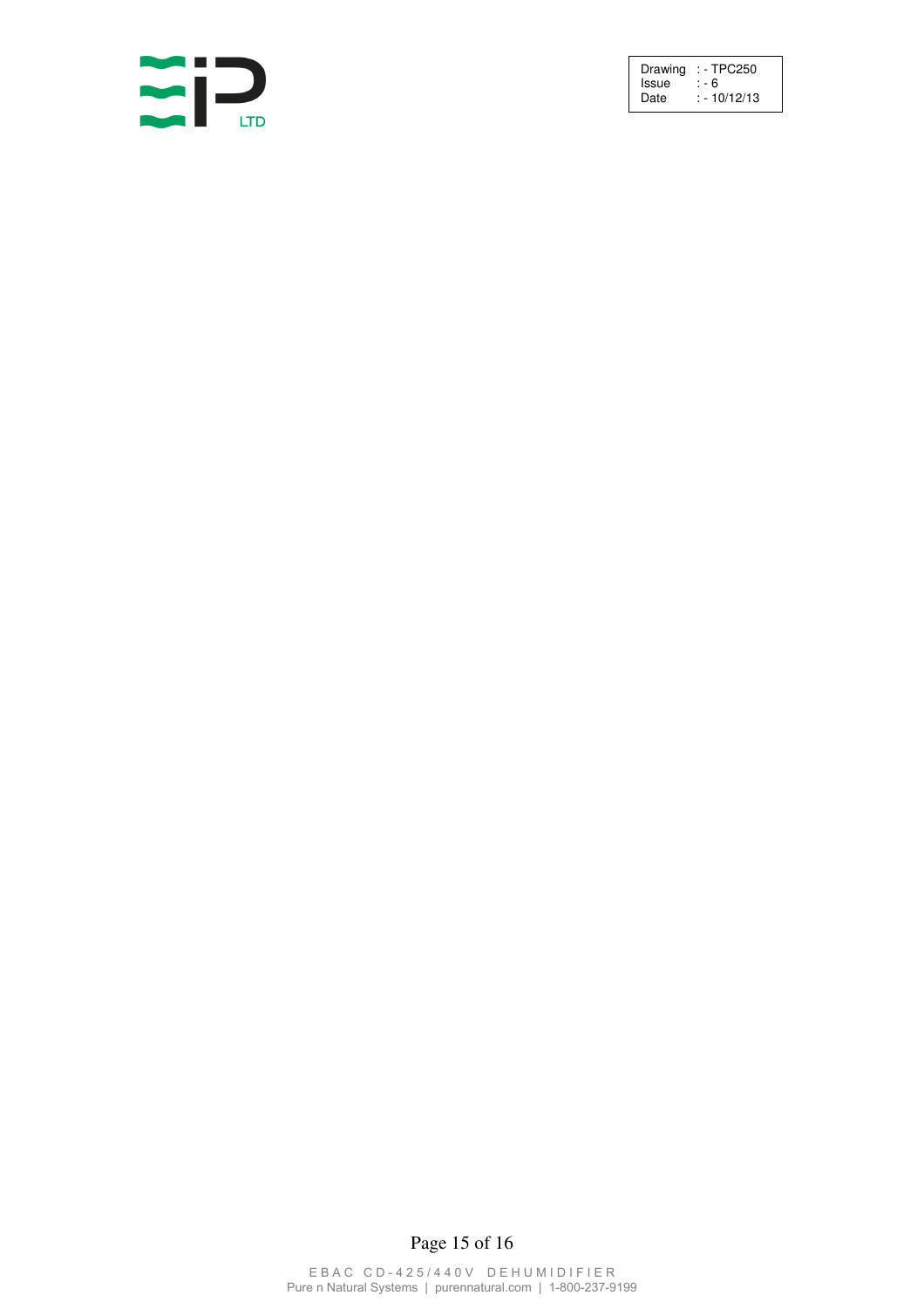| | |
|---|---|
| Drawing | : - TPC250 |
| Issue | : - 6 |
| Date | : - 10/12/13 |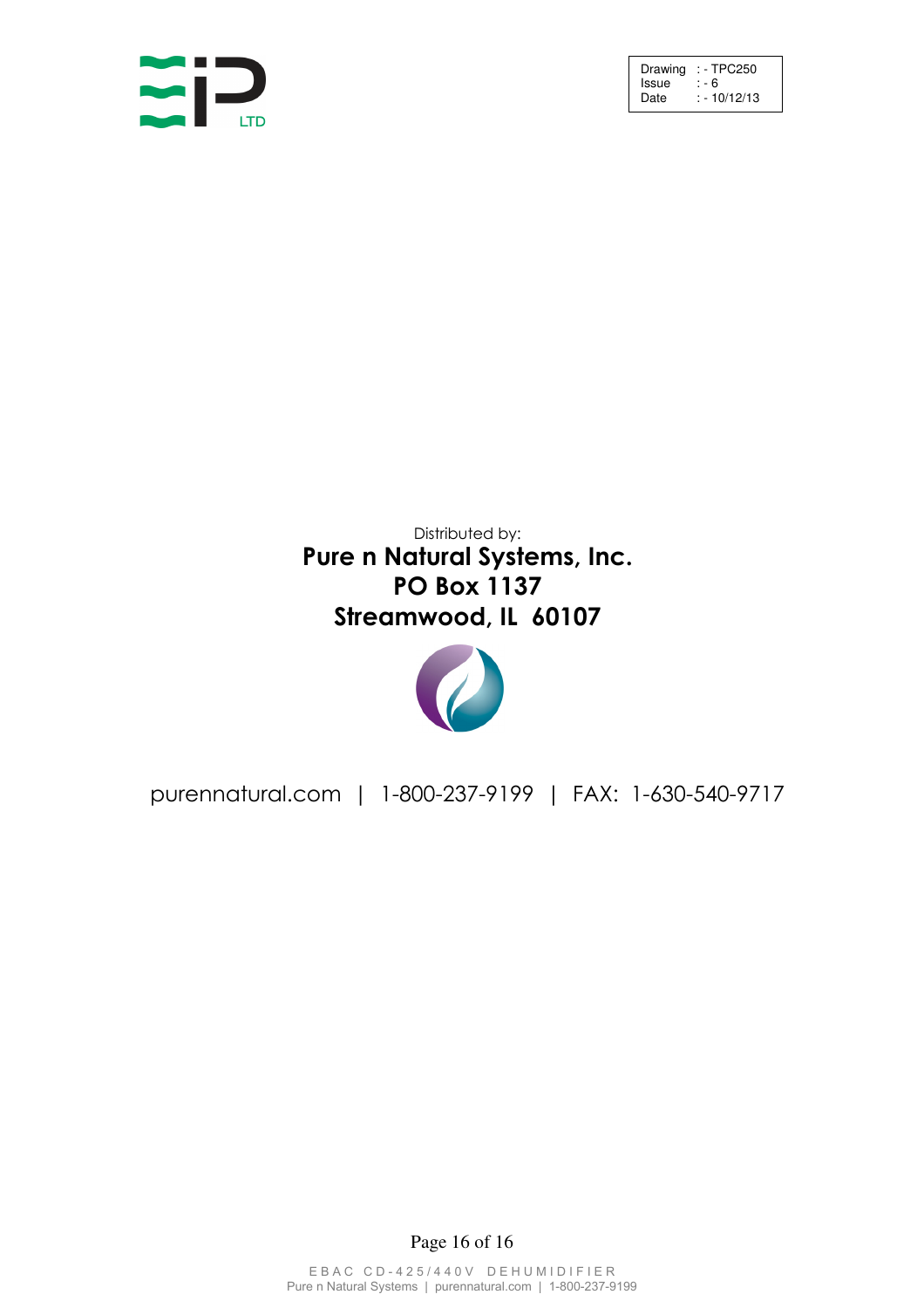| | |
|---|---|
| Drawing | : - TPC250 |
| Issue | : - 6 |
| Date | : - 10/12/13 |

Distributed by:

**Pure n Natural Systems, Inc.**
**PO Box 1137**
**Streamwood, IL 60107**

purennatural.com | 1-800-237-9199 | FAX: 1-630-540-9717